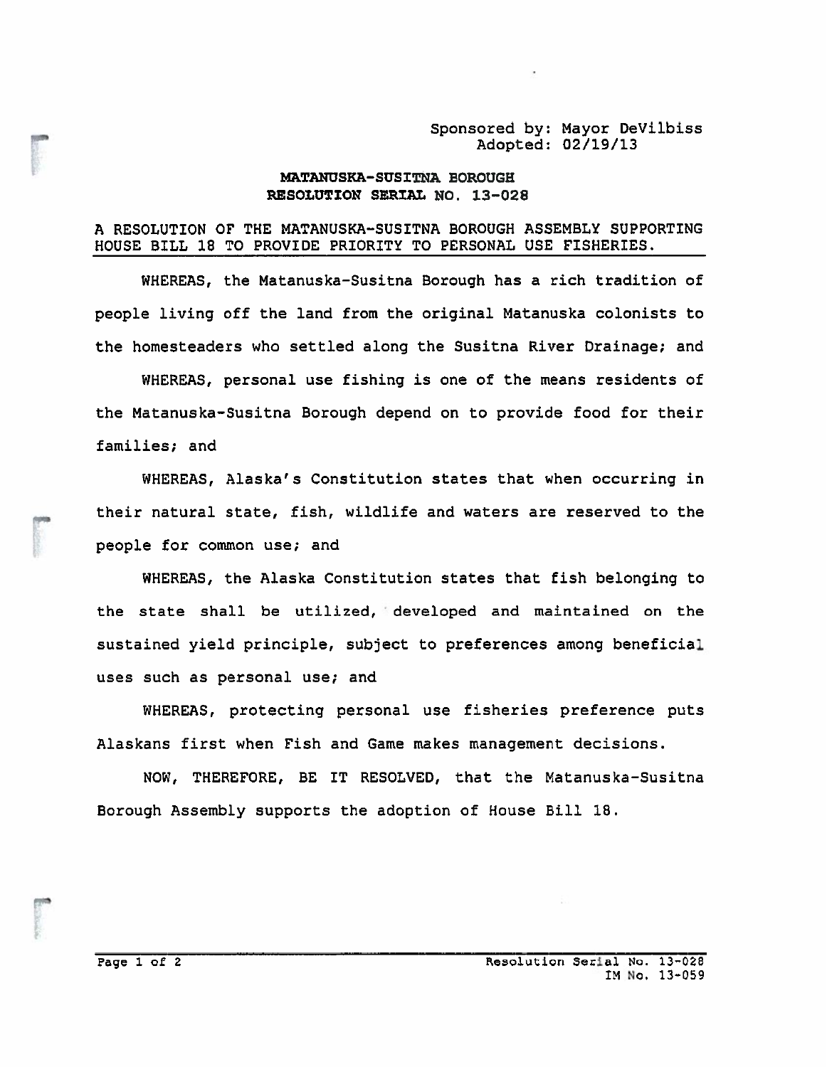Sponsored by: Mayor DeVilbiss
Adopted: 02/19/13

**MATANUSKA-SUSITNA BOROUGH**
**RESOLUTION SERIAL NO. 13-028**

A RESOLUTION OF THE MATANUSKA-SUSITNA BOROUGH ASSEMBLY SUPPORTING HOUSE BILL 18 TO PROVIDE PRIORITY TO PERSONAL USE FISHERIES.

WHEREAS, the Matanuska-Susitna Borough has a rich tradition of people living off the land from the original Matanuska colonists to the homesteaders who settled along the Susitna River Drainage; and

WHEREAS, personal use fishing is one of the means residents of the Matanuska-Susitna Borough depend on to provide food for their families; and

WHEREAS, Alaska's Constitution states that when occurring in their natural state, fish, wildlife and waters are reserved to the people for common use; and

WHEREAS, the Alaska Constitution states that fish belonging to the state shall be utilized, developed and maintained on the sustained yield principle, subject to preferences among beneficial uses such as personal use; and

WHEREAS, protecting personal use fisheries preference puts Alaskans first when Fish and Game makes management decisions.

NOW, THEREFORE, BE IT RESOLVED, that the Matanuska-Susitna Borough Assembly supports the adoption of House Bill 18.

Resolution Serial No. 13-028
IM No. 13-059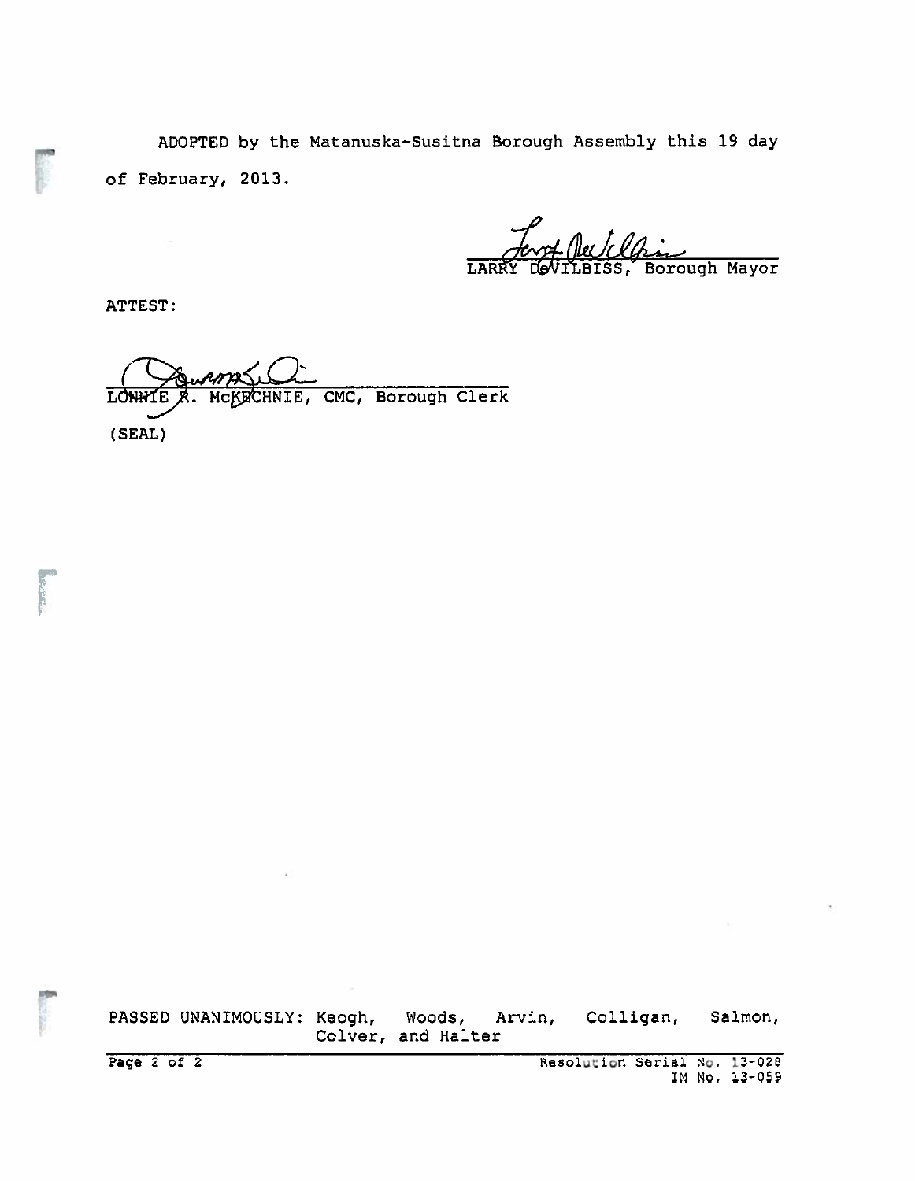ADOPTED by the Matanuska-Susitna Borough Assembly this 19 day of February, 2013.

LARRY DeVILBISS, Borough Mayor

ATTEST:

LONNIE R. McKECHNIE, CMC, Borough Clerk

(SEAL)

PASSED UNANIMOUSLY: Keogh, Woods, Arvin, Colligan, Salmon, Colver, and Halter

Resolution Serial No. 13-028
IM No. 13-059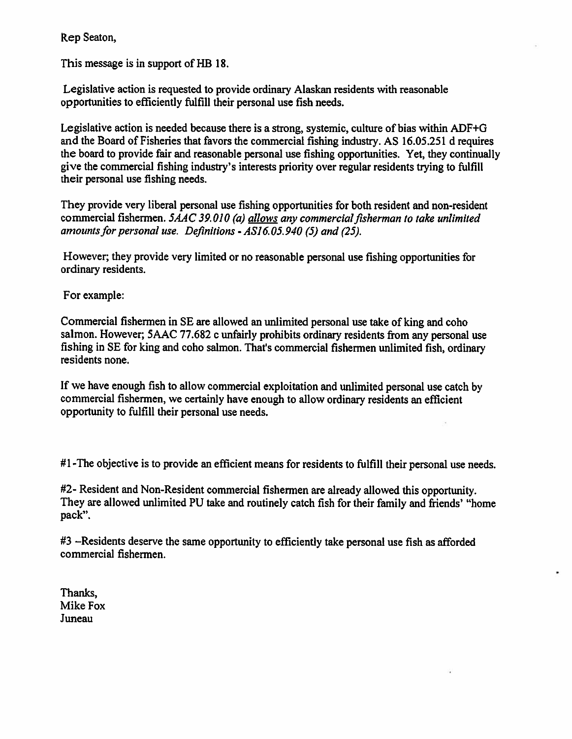Rep Seaton,

This message is in support of HB 18.

Legislative action is requested to provide ordinary Alaskan residents with reasonable opportunities to efficiently fulfill their personal use fish needs.

Legislative action is needed because there is a strong, systemic, culture of bias within ADF+G and the Board of Fisheries that favors the commercial fishing industry. AS 16.05.251 d requires the board to provide fair and reasonable personal use fishing opportunities. Yet, they continually give the commercial fishing industry's interests priority over regular residents trying to fulfill their personal use fishing needs.

They provide very liberal personal use fishing opportunities for both resident and non-resident commercial fishermen. *5AAC 39.010 (a) allows any commercial fisherman to take unlimited amounts for personal use. Definitions - AS16.05.940 (5) and (25).*

However; they provide very limited or no reasonable personal use fishing opportunities for ordinary residents.

For example:

Commercial fishermen in SE are allowed an unlimited personal use take of king and coho salmon. However; 5AAC 77.682 c unfairly prohibits ordinary residents from any personal use fishing in SE for king and coho salmon. That's commercial fishermen unlimited fish, ordinary residents none.

If we have enough fish to allow commercial exploitation and unlimited personal use catch by commercial fishermen, we certainly have enough to allow ordinary residents an efficient opportunity to fulfill their personal use needs.

#1-The objective is to provide an efficient means for residents to fulfill their personal use needs.

#2- Resident and Non-Resident commercial fishermen are already allowed this opportunity. They are allowed unlimited PU take and routinely catch fish for their family and friends' "home pack".

#3 –Residents deserve the same opportunity to efficiently take personal use fish as afforded commercial fishermen.

Thanks,
Mike Fox
Juneau